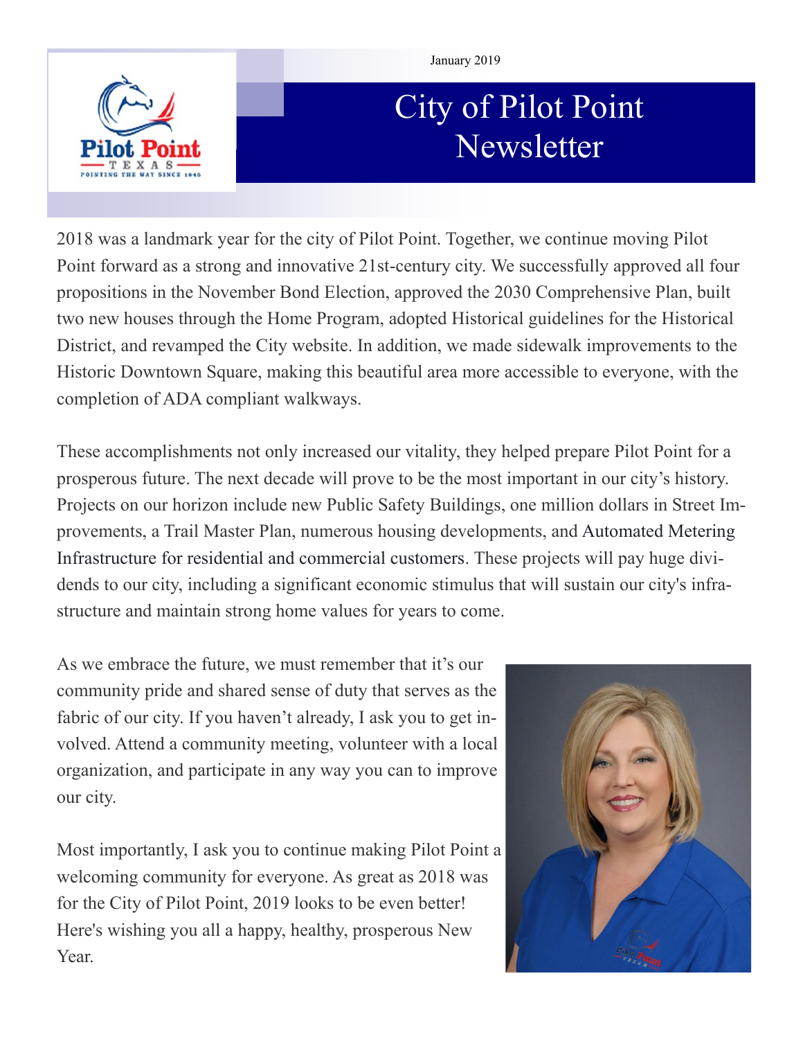January 2019

# City of Pilot Point Newsletter

2018 was a landmark year for the city of Pilot Point. Together, we continue moving Pilot Point forward as a strong and innovative 21st-century city. We successfully approved all four propositions in the November Bond Election, approved the 2030 Comprehensive Plan, built two new houses through the Home Program, adopted Historical guidelines for the Historical District, and revamped the City website. In addition, we made sidewalk improvements to the Historic Downtown Square, making this beautiful area more accessible to everyone, with the completion of ADA compliant walkways.

These accomplishments not only increased our vitality, they helped prepare Pilot Point for a prosperous future. The next decade will prove to be the most important in our city's history. Projects on our horizon include new Public Safety Buildings, one million dollars in Street Improvements, a Trail Master Plan, numerous housing developments, and Automated Metering Infrastructure for residential and commercial customers. These projects will pay huge dividends to our city, including a significant economic stimulus that will sustain our city's infrastructure and maintain strong home values for years to come.

As we embrace the future, we must remember that it's our community pride and shared sense of duty that serves as the fabric of our city. If you haven't already, I ask you to get involved. Attend a community meeting, volunteer with a local organization, and participate in any way you can to improve our city.

Most importantly, I ask you to continue making Pilot Point a welcoming community for everyone. As great as 2018 was for the City of Pilot Point, 2019 looks to be even better! Here's wishing you all a happy, healthy, prosperous New Year.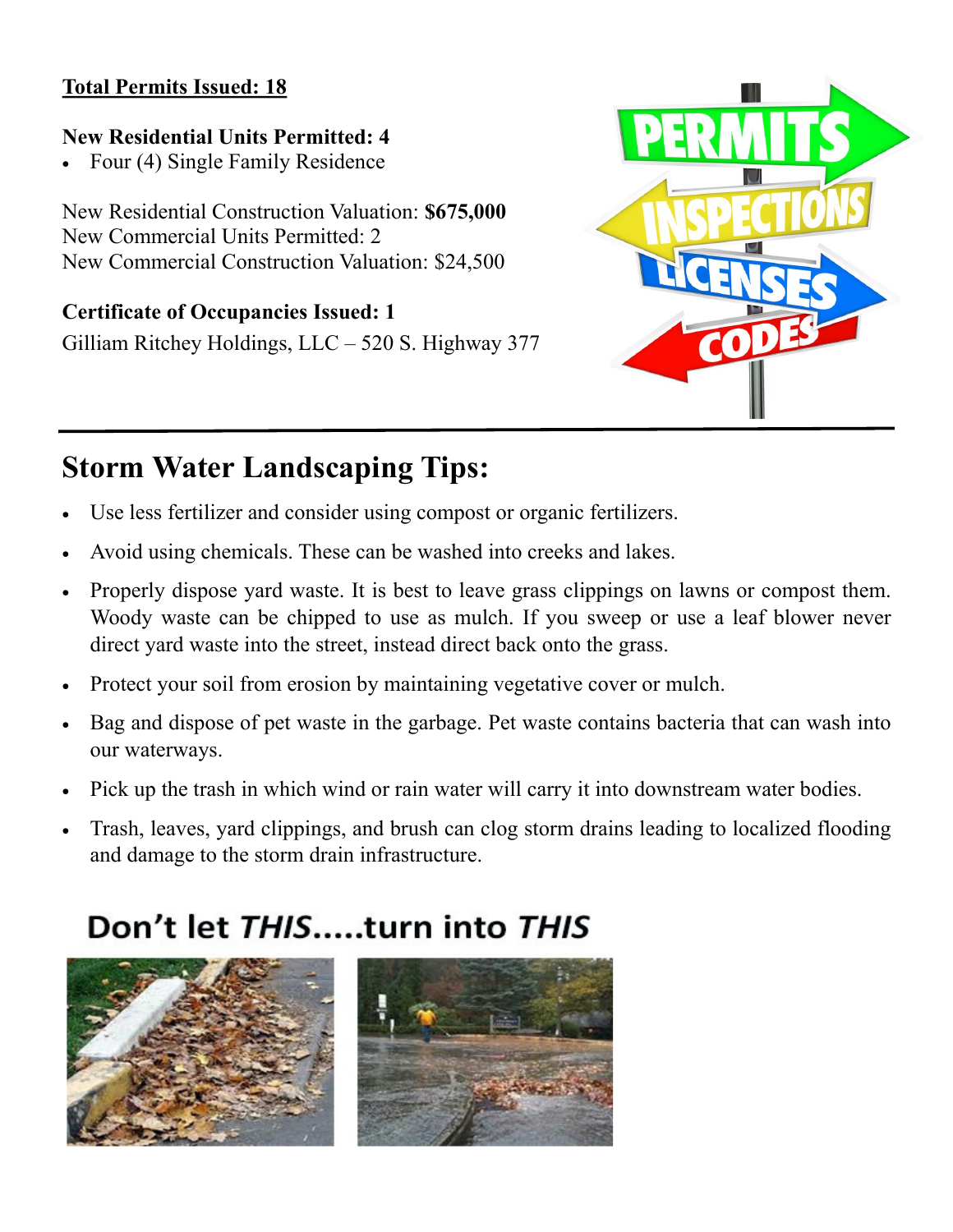**Total Permits Issued: 18**

**New Residential Units Permitted: 4**

- Four (4) Single Family Residence

New Residential Construction Valuation: **$675,000**
New Commercial Units Permitted: 2
New Commercial Construction Valuation: $24,500

**Certificate of Occupancies Issued: 1**
Gilliam Ritchey Holdings, LLC – 520 S. Highway 377

## Storm Water Landscaping Tips:

- Use less fertilizer and consider using compost or organic fertilizers.
- Avoid using chemicals. These can be washed into creeks and lakes.
- Properly dispose yard waste. It is best to leave grass clippings on lawns or compost them. Woody waste can be chipped to use as mulch. If you sweep or use a leaf blower never direct yard waste into the street, instead direct back onto the grass.
- Protect your soil from erosion by maintaining vegetative cover or mulch.
- Bag and dispose of pet waste in the garbage. Pet waste contains bacteria that can wash into our waterways.
- Pick up the trash in which wind or rain water will carry it into downstream water bodies.
- Trash, leaves, yard clippings, and brush can clog storm drains leading to localized flooding and damage to the storm drain infrastructure.

Don't let *THIS*.....turn into *THIS*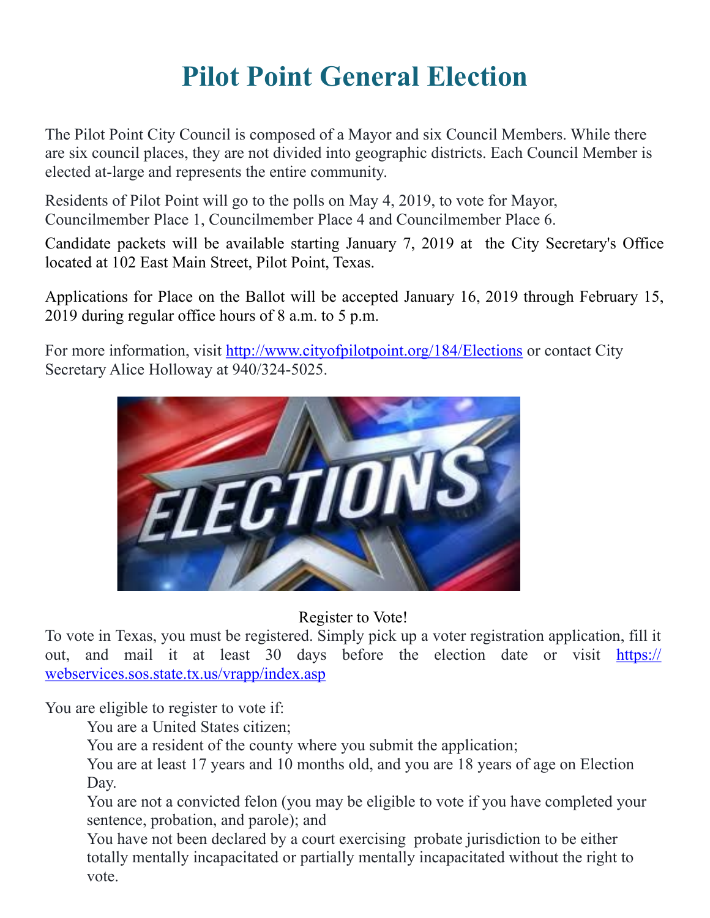# Pilot Point General Election

The Pilot Point City Council is composed of a Mayor and six Council Members. While there are six council places, they are not divided into geographic districts. Each Council Member is elected at-large and represents the entire community.

Residents of Pilot Point will go to the polls on May 4, 2019, to vote for Mayor, Councilmember Place 1, Councilmember Place 4 and Councilmember Place 6.

Candidate packets will be available starting January 7, 2019 at the City Secretary's Office located at 102 East Main Street, Pilot Point, Texas.

Applications for Place on the Ballot will be accepted January 16, 2019 through February 15, 2019 during regular office hours of 8 a.m. to 5 p.m.

For more information, visit http://www.cityofpilotpoint.org/184/Elections or contact City Secretary Alice Holloway at 940/324-5025.

Register to Vote!

To vote in Texas, you must be registered. Simply pick up a voter registration application, fill it out, and mail it at least 30 days before the election date or visit https://webservices.sos.state.tx.us/vrapp/index.asp

You are eligible to register to vote if:

- You are a United States citizen;
- You are a resident of the county where you submit the application;
- You are at least 17 years and 10 months old, and you are 18 years of age on Election Day.
- You are not a convicted felon (you may be eligible to vote if you have completed your sentence, probation, and parole); and
- You have not been declared by a court exercising probate jurisdiction to be either totally mentally incapacitated or partially mentally incapacitated without the right to vote.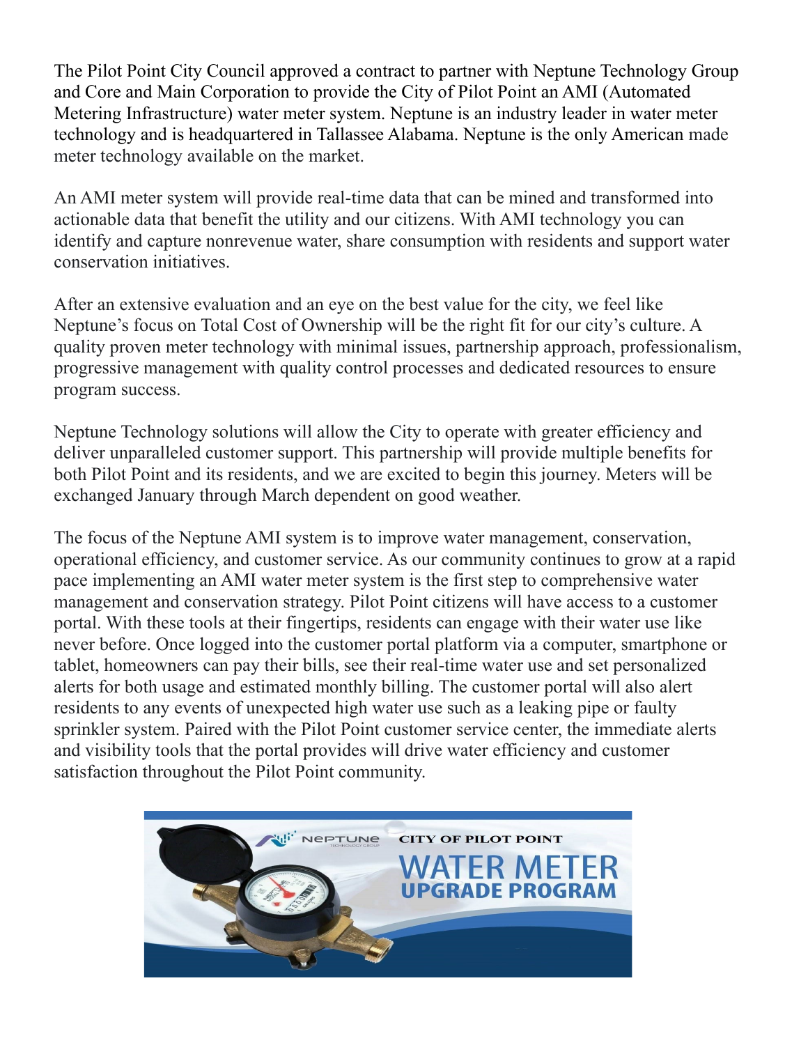The Pilot Point City Council approved a contract to partner with Neptune Technology Group and Core and Main Corporation to provide the City of Pilot Point an AMI (Automated Metering Infrastructure) water meter system. Neptune is an industry leader in water meter technology and is headquartered in Tallassee Alabama. Neptune is the only American made meter technology available on the market.

An AMI meter system will provide real-time data that can be mined and transformed into actionable data that benefit the utility and our citizens. With AMI technology you can identify and capture nonrevenue water, share consumption with residents and support water conservation initiatives.

After an extensive evaluation and an eye on the best value for the city, we feel like Neptune's focus on Total Cost of Ownership will be the right fit for our city's culture. A quality proven meter technology with minimal issues, partnership approach, professionalism, progressive management with quality control processes and dedicated resources to ensure program success.

Neptune Technology solutions will allow the City to operate with greater efficiency and deliver unparalleled customer support. This partnership will provide multiple benefits for both Pilot Point and its residents, and we are excited to begin this journey. Meters will be exchanged January through March dependent on good weather.

The focus of the Neptune AMI system is to improve water management, conservation, operational efficiency, and customer service. As our community continues to grow at a rapid pace implementing an AMI water meter system is the first step to comprehensive water management and conservation strategy. Pilot Point citizens will have access to a customer portal. With these tools at their fingertips, residents can engage with their water use like never before. Once logged into the customer portal platform via a computer, smartphone or tablet, homeowners can pay their bills, see their real-time water use and set personalized alerts for both usage and estimated monthly billing. The customer portal will also alert residents to any events of unexpected high water use such as a leaking pipe or faulty sprinkler system. Paired with the Pilot Point customer service center, the immediate alerts and visibility tools that the portal provides will drive water efficiency and customer satisfaction throughout the Pilot Point community.

NEPTUNE TECHNOLOGY GROUP

CITY OF PILOT POINT

WATER METER UPGRADE PROGRAM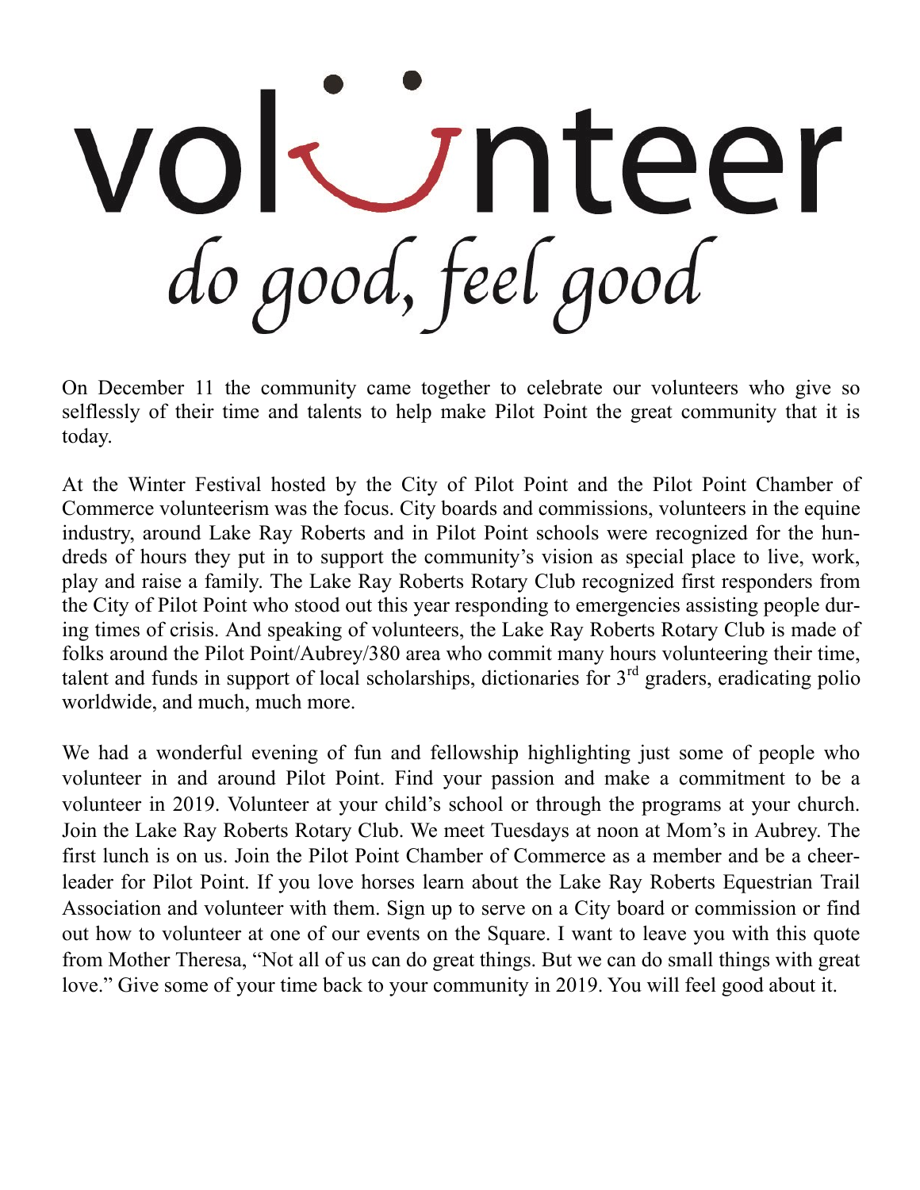# volunteer

*do good, feel good*

On December 11 the community came together to celebrate our volunteers who give so selflessly of their time and talents to help make Pilot Point the great community that it is today.

At the Winter Festival hosted by the City of Pilot Point and the Pilot Point Chamber of Commerce volunteerism was the focus. City boards and commissions, volunteers in the equine industry, around Lake Ray Roberts and in Pilot Point schools were recognized for the hundreds of hours they put in to support the community's vision as special place to live, work, play and raise a family. The Lake Ray Roberts Rotary Club recognized first responders from the City of Pilot Point who stood out this year responding to emergencies assisting people during times of crisis. And speaking of volunteers, the Lake Ray Roberts Rotary Club is made of folks around the Pilot Point/Aubrey/380 area who commit many hours volunteering their time, talent and funds in support of local scholarships, dictionaries for 3rd graders, eradicating polio worldwide, and much, much more.

We had a wonderful evening of fun and fellowship highlighting just some of people who volunteer in and around Pilot Point. Find your passion and make a commitment to be a volunteer in 2019. Volunteer at your child's school or through the programs at your church. Join the Lake Ray Roberts Rotary Club. We meet Tuesdays at noon at Mom's in Aubrey. The first lunch is on us. Join the Pilot Point Chamber of Commerce as a member and be a cheerleader for Pilot Point. If you love horses learn about the Lake Ray Roberts Equestrian Trail Association and volunteer with them. Sign up to serve on a City board or commission or find out how to volunteer at one of our events on the Square. I want to leave you with this quote from Mother Theresa, "Not all of us can do great things. But we can do small things with great love." Give some of your time back to your community in 2019. You will feel good about it.